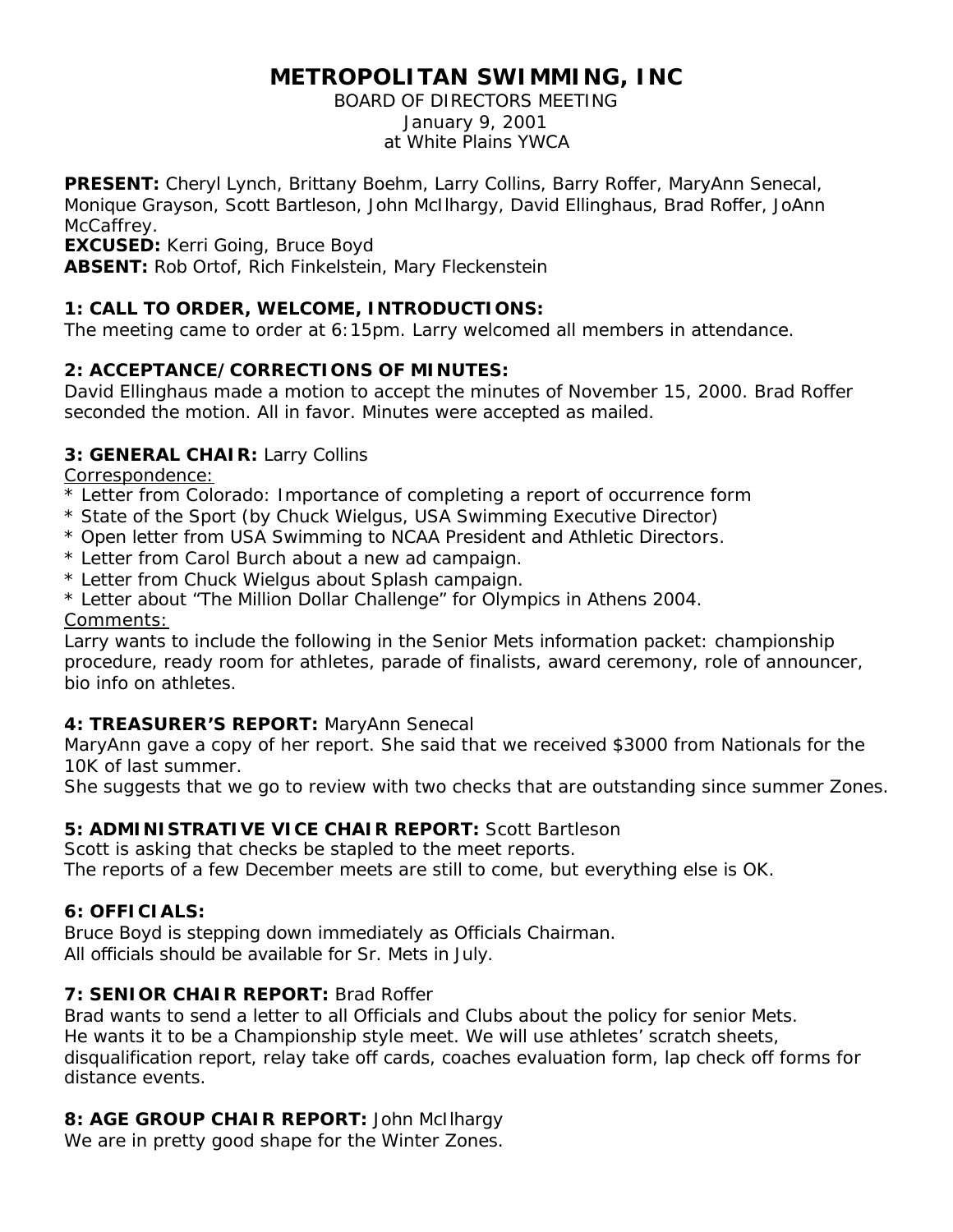# METROPOLITAN SWIMMING, INC

BOARD OF DIRECTORS MEETING
January 9, 2001
at White Plains YWCA

**PRESENT:** Cheryl Lynch, Brittany Boehm, Larry Collins, Barry Roffer, MaryAnn Senecal, Monique Grayson, Scott Bartleson, John McIlhargy, David Ellinghaus, Brad Roffer, JoAnn McCaffrey.
**EXCUSED:** Kerri Going, Bruce Boyd
**ABSENT:** Rob Ortof, Rich Finkelstein, Mary Fleckenstein

### 1: CALL TO ORDER, WELCOME, INTRODUCTIONS:

The meeting came to order at 6:15pm. Larry welcomed all members in attendance.

### 2: ACCEPTANCE/CORRECTIONS OF MINUTES:

David Ellinghaus made a motion to accept the minutes of November 15, 2000. Brad Roffer seconded the motion. All in favor. Minutes were accepted as mailed.

### 3: GENERAL CHAIR: Larry Collins

Correspondence:

* Letter from Colorado: Importance of completing a report of occurrence form
* State of the Sport (by Chuck Wielgus, USA Swimming Executive Director)
* Open letter from USA Swimming to NCAA President and Athletic Directors.
* Letter from Carol Burch about a new ad campaign.
* Letter from Chuck Wielgus about Splash campaign.
* Letter about "The Million Dollar Challenge" for Olympics in Athens 2004.

Comments:

Larry wants to include the following in the Senior Mets information packet: championship procedure, ready room for athletes, parade of finalists, award ceremony, role of announcer, bio info on athletes.

### 4: TREASURER'S REPORT: MaryAnn Senecal

MaryAnn gave a copy of her report. She said that we received $3000 from Nationals for the 10K of last summer.

She suggests that we go to review with two checks that are outstanding since summer Zones.

### 5: ADMINISTRATIVE VICE CHAIR REPORT: Scott Bartleson

Scott is asking that checks be stapled to the meet reports.

The reports of a few December meets are still to come, but everything else is OK.

### 6: OFFICIALS:

Bruce Boyd is stepping down immediately as Officials Chairman.

All officials should be available for Sr. Mets in July.

### 7: SENIOR CHAIR REPORT: Brad Roffer

Brad wants to send a letter to all Officials and Clubs about the policy for senior Mets.

He wants it to be a Championship style meet. We will use athletes' scratch sheets, disqualification report, relay take off cards, coaches evaluation form, lap check off forms for distance events.

### 8: AGE GROUP CHAIR REPORT: John McIlhargy

We are in pretty good shape for the Winter Zones.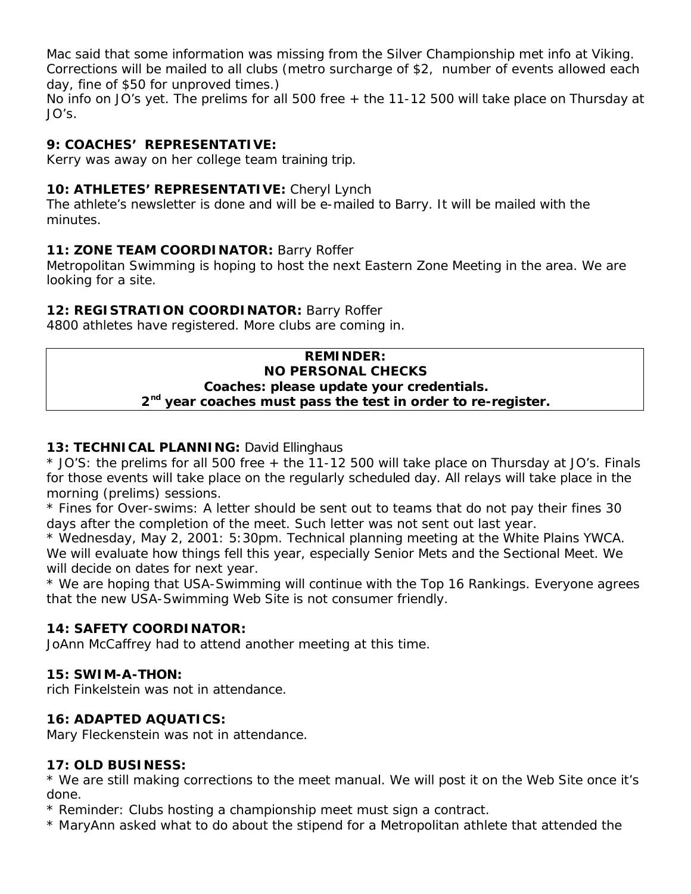Mac said that some information was missing from the Silver Championship met info at Viking. Corrections will be mailed to all clubs (metro surcharge of $2, number of events allowed each day, fine of $50 for unproved times.)

No info on JO's yet. The prelims for all 500 free + the 11-12 500 will take place on Thursday at JO's.

**9: COACHES' REPRESENTATIVE:**

Kerry was away on her college team training trip.

**10: ATHLETES' REPRESENTATIVE:** Cheryl Lynch

The athlete's newsletter is done and will be e-mailed to Barry. It will be mailed with the minutes.

**11: ZONE TEAM COORDINATOR:** Barry Roffer

Metropolitan Swimming is hoping to host the next Eastern Zone Meeting in the area. We are looking for a site.

**12: REGISTRATION COORDINATOR:** Barry Roffer

4800 athletes have registered. More clubs are coming in.

**REMINDER:**
**NO PERSONAL CHECKS**
**Coaches: please update your credentials.**
**2nd year coaches must pass the test in order to re-register.**

**13: TECHNICAL PLANNING:** David Ellinghaus

* JO'S: the prelims for all 500 free + the 11-12 500 will take place on Thursday at JO's. Finals for those events will take place on the regularly scheduled day. All relays will take place in the morning (prelims) sessions.
* Fines for Over-swims: A letter should be sent out to teams that do not pay their fines 30 days after the completion of the meet. Such letter was not sent out last year.
* Wednesday, May 2, 2001: 5:30pm. Technical planning meeting at the White Plains YWCA. We will evaluate how things fell this year, especially Senior Mets and the Sectional Meet. We will decide on dates for next year.
* We are hoping that USA-Swimming will continue with the Top 16 Rankings. Everyone agrees that the new USA-Swimming Web Site is not consumer friendly.

**14: SAFETY COORDINATOR:**

JoAnn McCaffrey had to attend another meeting at this time.

**15: SWIM-A-THON:**

rich Finkelstein was not in attendance.

**16: ADAPTED AQUATICS:**

Mary Fleckenstein was not in attendance.

**17: OLD BUSINESS:**

* We are still making corrections to the meet manual. We will post it on the Web Site once it's done.
* Reminder: Clubs hosting a championship meet must sign a contract.
* MaryAnn asked what to do about the stipend for a Metropolitan athlete that attended the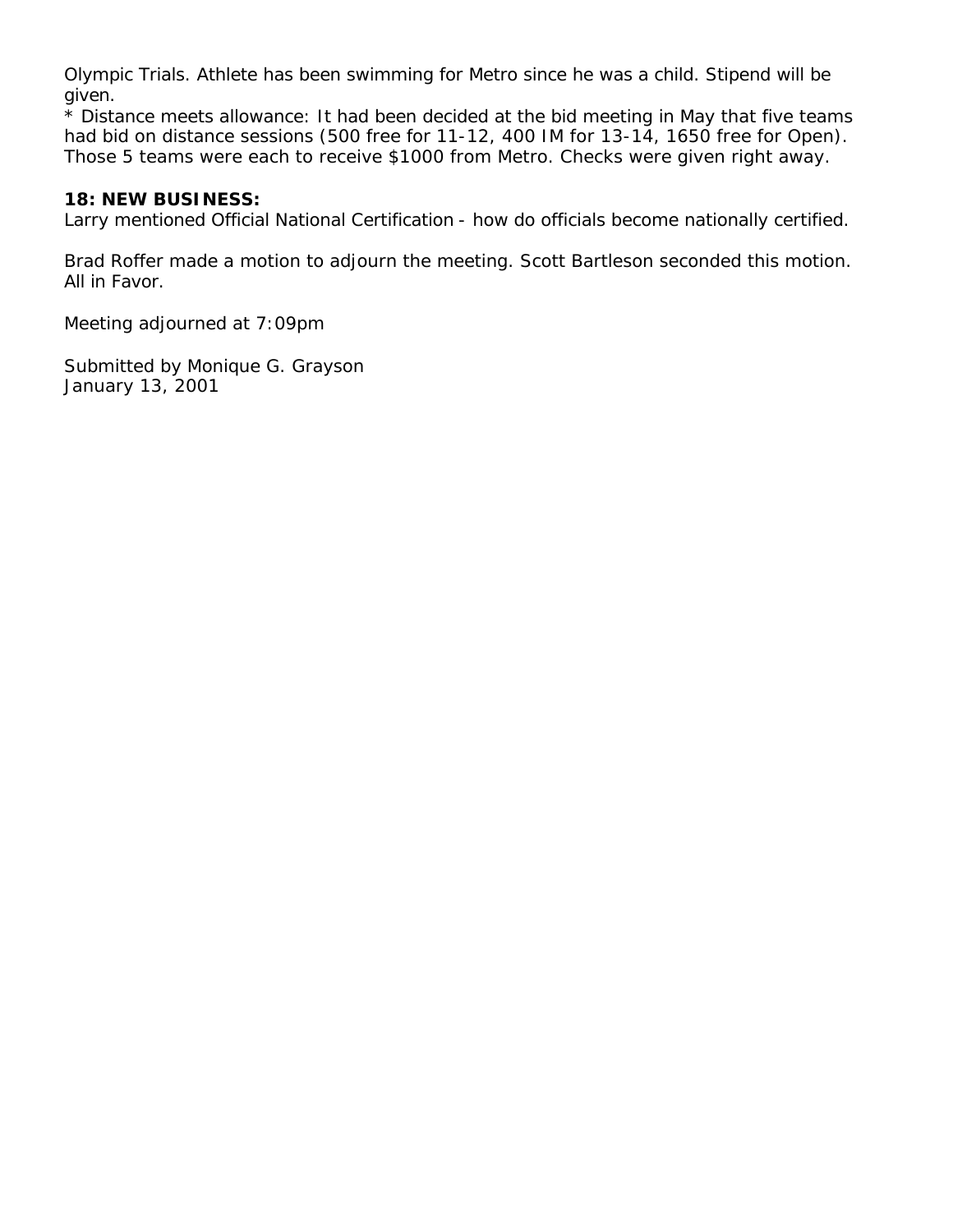Olympic Trials. Athlete has been swimming for Metro since he was a child. Stipend will be given.

* Distance meets allowance: It had been decided at the bid meeting in May that five teams had bid on distance sessions (500 free for 11-12, 400 IM for 13-14, 1650 free for Open). Those 5 teams were each to receive $1000 from Metro. Checks were given right away.

**18: NEW BUSINESS:**

Larry mentioned Official National Certification - how do officials become nationally certified.

Brad Roffer made a motion to adjourn the meeting. Scott Bartleson seconded this motion. All in Favor.

Meeting adjourned at 7:09pm

Submitted by Monique G. Grayson
January 13, 2001